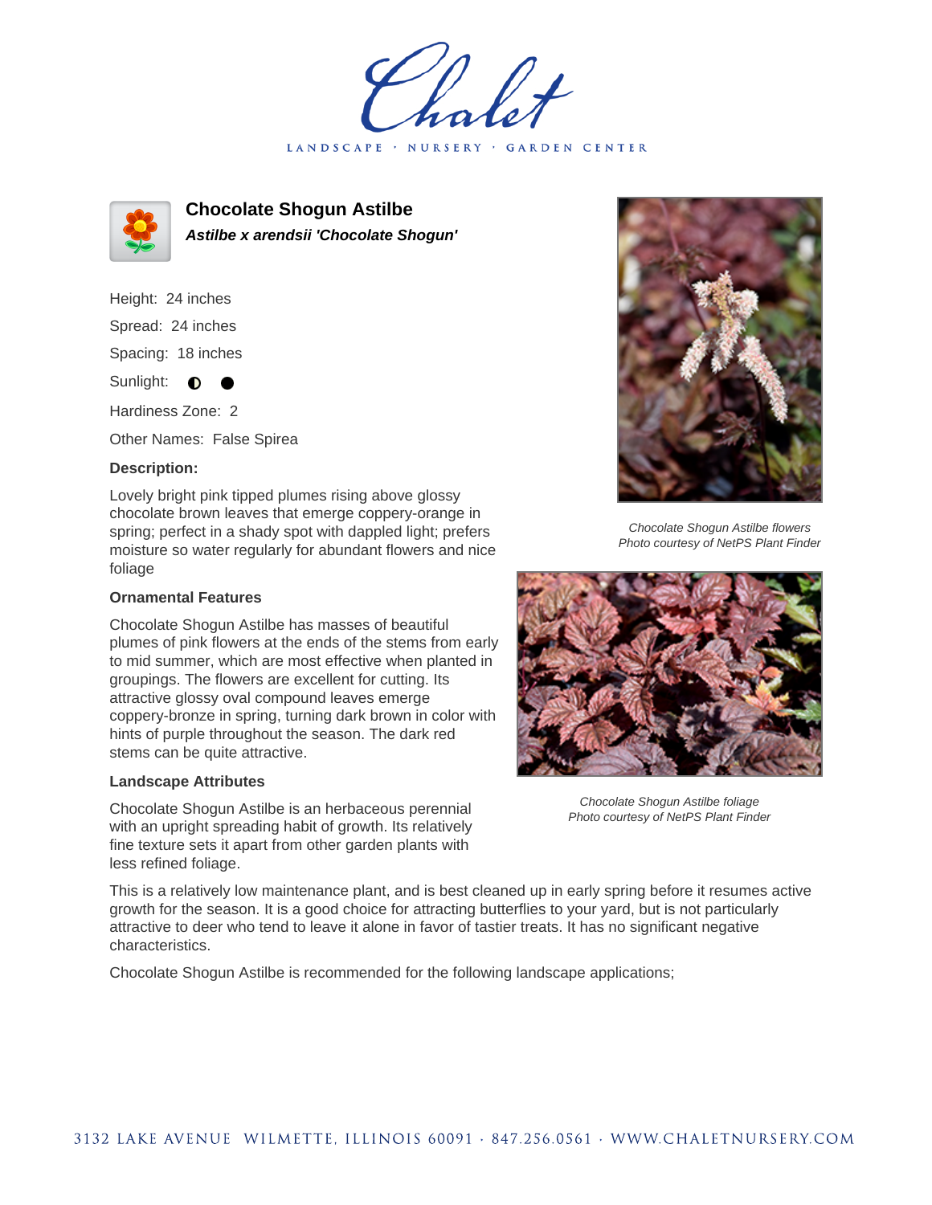# Chalet

LANDSCAPE · NURSERY · GARDEN CENTER

## Chocolate Shogun Astilbe

***Astilbe x arendsii 'Chocolate Shogun'***

Height: 24 inches

Spread: 24 inches

Spacing: 18 inches

Sunlight: ◐ ●

Hardiness Zone: 2

Other Names: False Spirea

### Description:

Lovely bright pink tipped plumes rising above glossy chocolate brown leaves that emerge coppery-orange in spring; perfect in a shady spot with dappled light; prefers moisture so water regularly for abundant flowers and nice foliage

*Chocolate Shogun Astilbe flowers*
*Photo courtesy of NetPS Plant Finder*

### Ornamental Features

Chocolate Shogun Astilbe has masses of beautiful plumes of pink flowers at the ends of the stems from early to mid summer, which are most effective when planted in groupings. The flowers are excellent for cutting. Its attractive glossy oval compound leaves emerge coppery-bronze in spring, turning dark brown in color with hints of purple throughout the season. The dark red stems can be quite attractive.

*Chocolate Shogun Astilbe foliage*
*Photo courtesy of NetPS Plant Finder*

### Landscape Attributes

Chocolate Shogun Astilbe is an herbaceous perennial with an upright spreading habit of growth. Its relatively fine texture sets it apart from other garden plants with less refined foliage.

This is a relatively low maintenance plant, and is best cleaned up in early spring before it resumes active growth for the season. It is a good choice for attracting butterflies to your yard, but is not particularly attractive to deer who tend to leave it alone in favor of tastier treats. It has no significant negative characteristics.

Chocolate Shogun Astilbe is recommended for the following landscape applications;

3132 LAKE AVENUE WILMETTE, ILLINOIS 60091 · 847.256.0561 · WWW.CHALETNURSERY.COM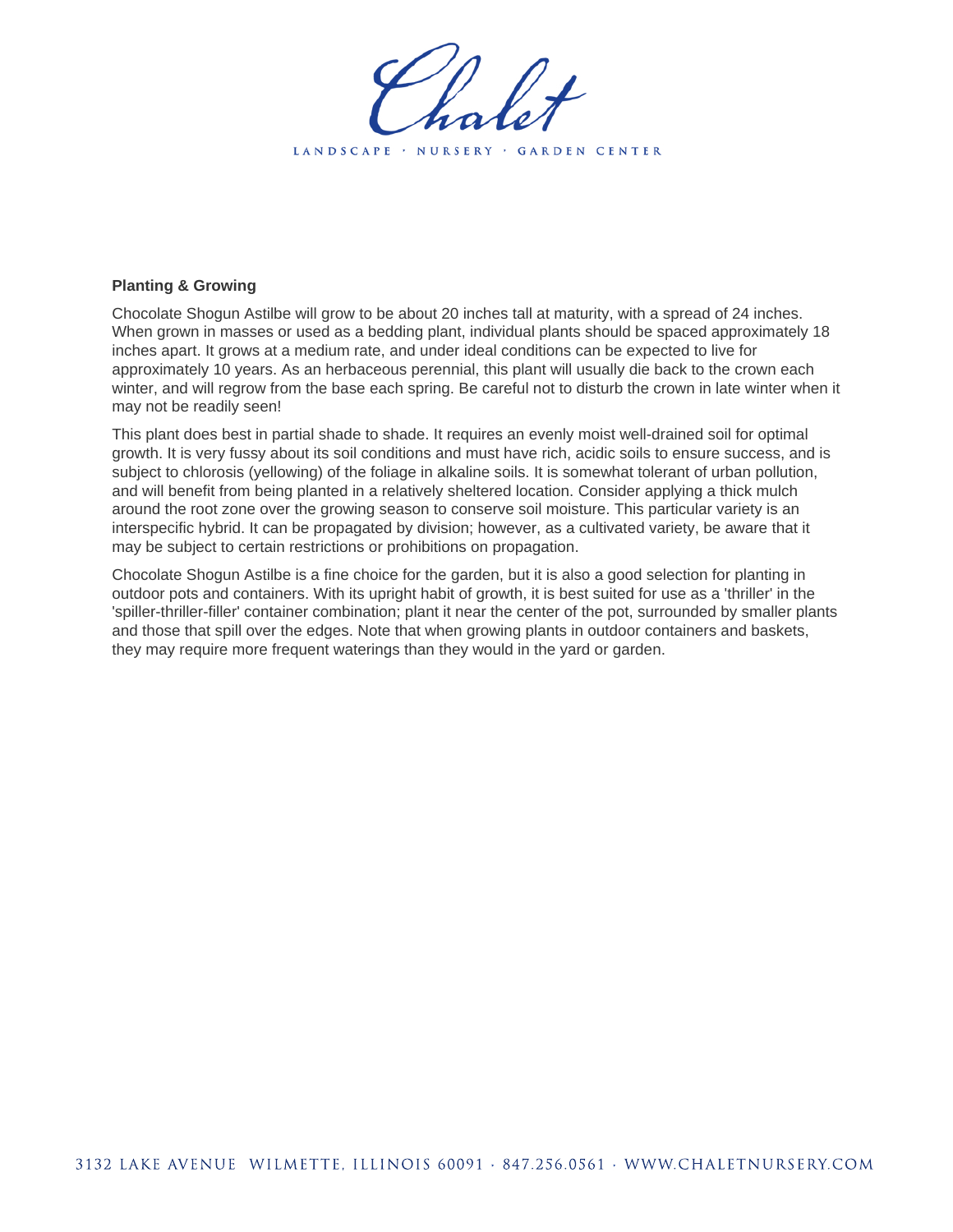**Planting & Growing**

Chocolate Shogun Astilbe will grow to be about 20 inches tall at maturity, with a spread of 24 inches. When grown in masses or used as a bedding plant, individual plants should be spaced approximately 18 inches apart. It grows at a medium rate, and under ideal conditions can be expected to live for approximately 10 years. As an herbaceous perennial, this plant will usually die back to the crown each winter, and will regrow from the base each spring. Be careful not to disturb the crown in late winter when it may not be readily seen!

This plant does best in partial shade to shade. It requires an evenly moist well-drained soil for optimal growth. It is very fussy about its soil conditions and must have rich, acidic soils to ensure success, and is subject to chlorosis (yellowing) of the foliage in alkaline soils. It is somewhat tolerant of urban pollution, and will benefit from being planted in a relatively sheltered location. Consider applying a thick mulch around the root zone over the growing season to conserve soil moisture. This particular variety is an interspecific hybrid. It can be propagated by division; however, as a cultivated variety, be aware that it may be subject to certain restrictions or prohibitions on propagation.

Chocolate Shogun Astilbe is a fine choice for the garden, but it is also a good selection for planting in outdoor pots and containers. With its upright habit of growth, it is best suited for use as a 'thriller' in the 'spiller-thriller-filler' container combination; plant it near the center of the pot, surrounded by smaller plants and those that spill over the edges. Note that when growing plants in outdoor containers and baskets, they may require more frequent waterings than they would in the yard or garden.